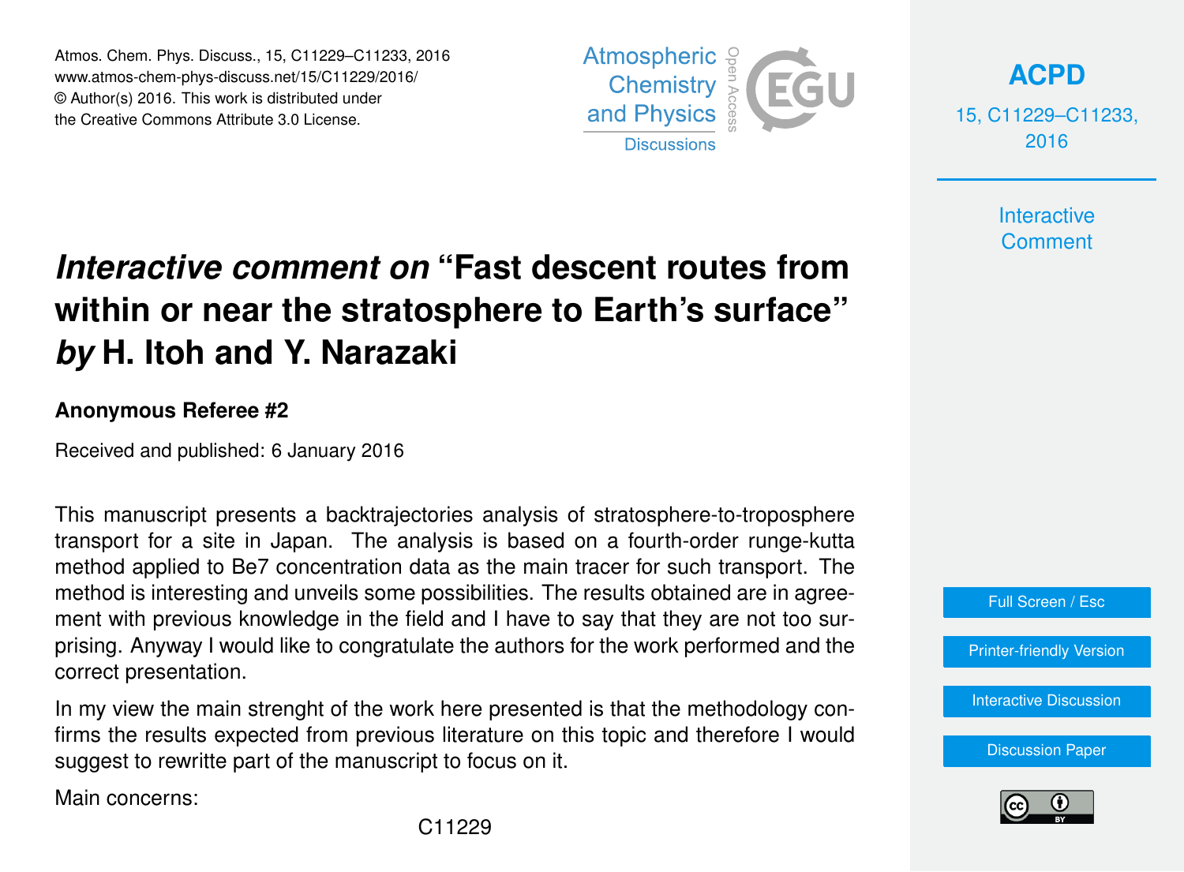# *Interactive comment on* "Fast descent routes from within or near the stratosphere to Earth's surface" *by* H. Itoh and Y. Narazaki

**Anonymous Referee #2**

Received and published: 6 January 2016

This manuscript presents a backtrajectories analysis of stratosphere-to-troposphere transport for a site in Japan. The analysis is based on a fourth-order runge-kutta method applied to Be7 concentration data as the main tracer for such transport. The method is interesting and unveils some possibilities. The results obtained are in agreement with previous knowledge in the field and I have to say that they are not too surprising. Anyway I would like to congratulate the authors for the work performed and the correct presentation.

In my view the main strenght of the work here presented is that the methodology confirms the results expected from previous literature on this topic and therefore I would suggest to rewritte part of the manuscript to focus on it.

Main concerns: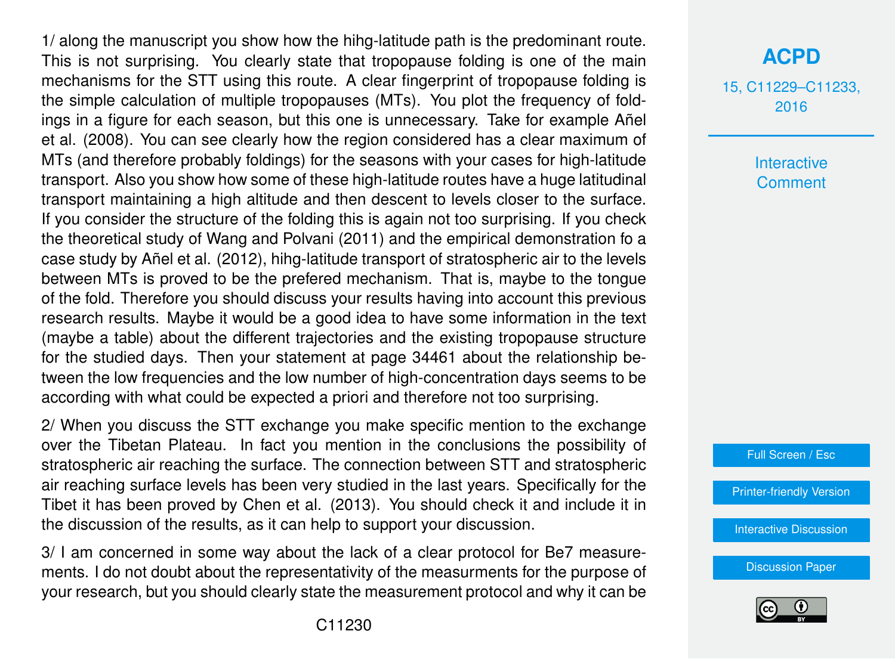1/ along the manuscript you show how the hihg-latitude path is the predominant route. This is not surprising. You clearly state that tropopause folding is one of the main mechanisms for the STT using this route. A clear fingerprint of tropopause folding is the simple calculation of multiple tropopauses (MTs). You plot the frequency of foldings in a figure for each season, but this one is unnecessary. Take for example Añel et al. (2008). You can see clearly how the region considered has a clear maximum of MTs (and therefore probably foldings) for the seasons with your cases for high-latitude transport. Also you show how some of these high-latitude routes have a huge latitudinal transport maintaining a high altitude and then descent to levels closer to the surface. If you consider the structure of the folding this is again not too surprising. If you check the theoretical study of Wang and Polvani (2011) and the empirical demonstration fo a case study by Añel et al. (2012), hihg-latitude transport of stratospheric air to the levels between MTs is proved to be the prefered mechanism. That is, maybe to the tongue of the fold. Therefore you should discuss your results having into account this previous research results. Maybe it would be a good idea to have some information in the text (maybe a table) about the different trajectories and the existing tropopause structure for the studied days. Then your statement at page 34461 about the relationship between the low frequencies and the low number of high-concentration days seems to be according with what could be expected a priori and therefore not too surprising.

2/ When you discuss the STT exchange you make specific mention to the exchange over the Tibetan Plateau. In fact you mention in the conclusions the possibility of stratospheric air reaching the surface. The connection between STT and stratospheric air reaching surface levels has been very studied in the last years. Specifically for the Tibet it has been proved by Chen et al. (2013). You should check it and include it in the discussion of the results, as it can help to support your discussion.

3/ I am concerned in some way about the lack of a clear protocol for Be7 measurements. I do not doubt about the representativity of the measurments for the purpose of your research, but you should clearly state the measurement protocol and why it can be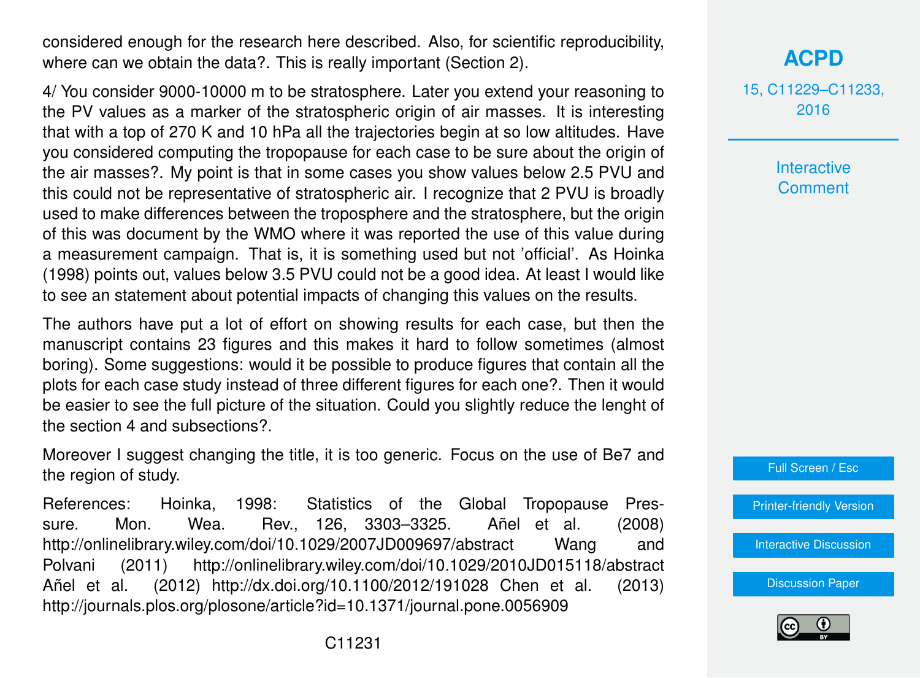considered enough for the research here described. Also, for scientific reproducibility, where can we obtain the data?. This is really important (Section 2).

4/ You consider 9000-10000 m to be stratosphere. Later you extend your reasoning to the PV values as a marker of the stratospheric origin of air masses. It is interesting that with a top of 270 K and 10 hPa all the trajectories begin at so low altitudes. Have you considered computing the tropopause for each case to be sure about the origin of the air masses?. My point is that in some cases you show values below 2.5 PVU and this could not be representative of stratospheric air. I recognize that 2 PVU is broadly used to make differences between the troposphere and the stratosphere, but the origin of this was document by the WMO where it was reported the use of this value during a measurement campaign. That is, it is something used but not 'official'. As Hoinka (1998) points out, values below 3.5 PVU could not be a good idea. At least I would like to see an statement about potential impacts of changing this values on the results.

The authors have put a lot of effort on showing results for each case, but then the manuscript contains 23 figures and this makes it hard to follow sometimes (almost boring). Some suggestions: would it be possible to produce figures that contain all the plots for each case study instead of three different figures for each one?. Then it would be easier to see the full picture of the situation. Could you slightly reduce the lenght of the section 4 and subsections?.

Moreover I suggest changing the title, it is too generic. Focus on the use of Be7 and the region of study.

References: Hoinka, 1998: Statistics of the Global Tropopause Pressure. Mon. Wea. Rev., 126, 3303–3325. Añel et al. (2008) http://onlinelibrary.wiley.com/doi/10.1029/2007JD009697/abstract Wang and Polvani (2011) http://onlinelibrary.wiley.com/doi/10.1029/2010JD015118/abstract Añel et al. (2012) http://dx.doi.org/10.1100/2012/191028 Chen et al. (2013) http://journals.plos.org/plosone/article?id=10.1371/journal.pone.0056909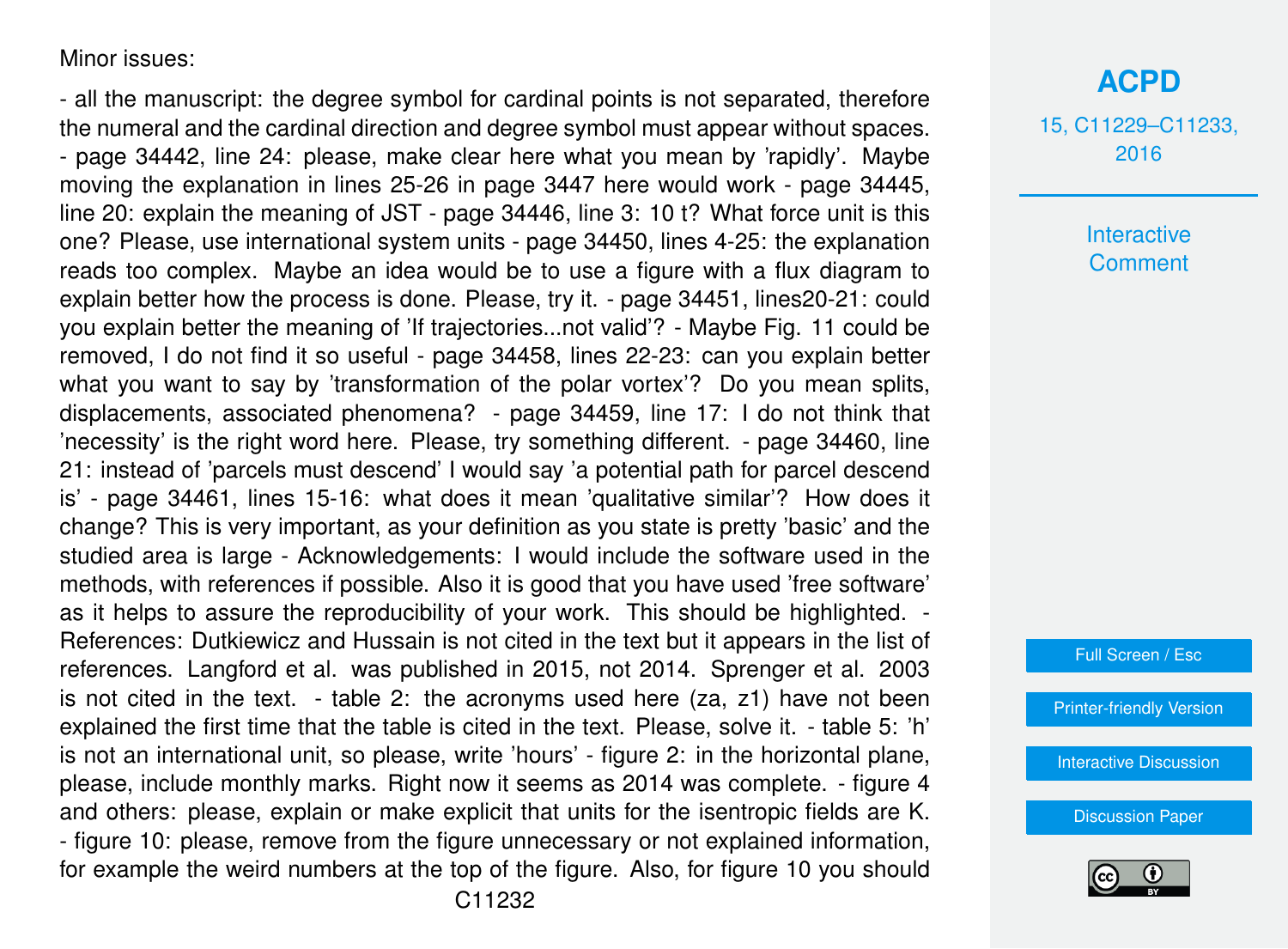Minor issues:

- all the manuscript: the degree symbol for cardinal points is not separated, therefore the numeral and the cardinal direction and degree symbol must appear without spaces. - page 34442, line 24: please, make clear here what you mean by 'rapidly'. Maybe moving the explanation in lines 25-26 in page 3447 here would work - page 34445, line 20: explain the meaning of JST - page 34446, line 3: 10 t? What force unit is this one? Please, use international system units - page 34450, lines 4-25: the explanation reads too complex. Maybe an idea would be to use a figure with a flux diagram to explain better how the process is done. Please, try it. - page 34451, lines20-21: could you explain better the meaning of 'If trajectories...not valid'? - Maybe Fig. 11 could be removed, I do not find it so useful - page 34458, lines 22-23: can you explain better what you want to say by 'transformation of the polar vortex'? Do you mean splits, displacements, associated phenomena? - page 34459, line 17: I do not think that 'necessity' is the right word here. Please, try something different. - page 34460, line 21: instead of 'parcels must descend' I would say 'a potential path for parcel descend is' - page 34461, lines 15-16: what does it mean 'qualitative similar'? How does it change? This is very important, as your definition as you state is pretty 'basic' and the studied area is large - Acknowledgements: I would include the software used in the methods, with references if possible. Also it is good that you have used 'free software' as it helps to assure the reproducibility of your work. This should be highlighted. - References: Dutkiewicz and Hussain is not cited in the text but it appears in the list of references. Langford et al. was published in 2015, not 2014. Sprenger et al. 2003 is not cited in the text. - table 2: the acronyms used here (za, z1) have not been explained the first time that the table is cited in the text. Please, solve it. - table 5: 'h' is not an international unit, so please, write 'hours' - figure 2: in the horizontal plane, please, include monthly marks. Right now it seems as 2014 was complete. - figure 4 and others: please, explain or make explicit that units for the isentropic fields are K. - figure 10: please, remove from the figure unnecessary or not explained information, for example the weird numbers at the top of the figure. Also, for figure 10 you should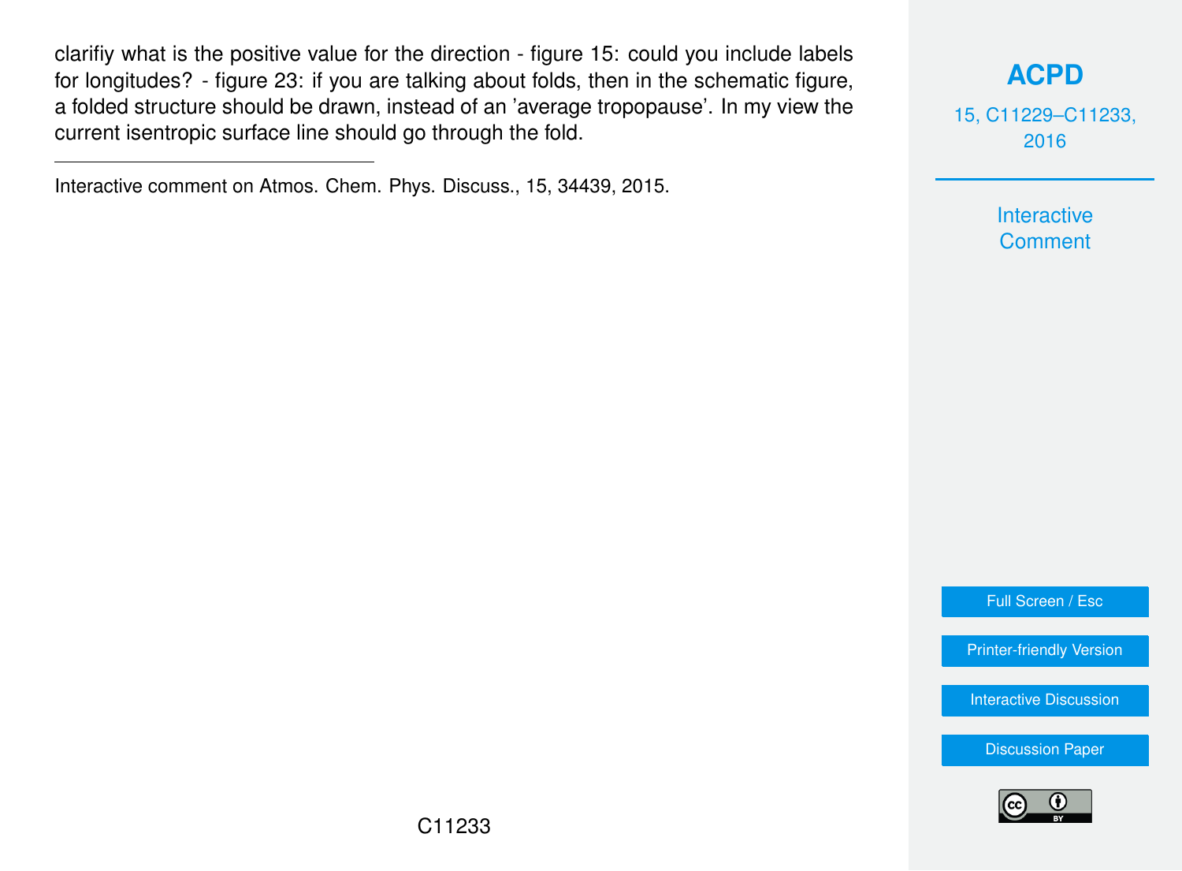clarifiy what is the positive value for the direction - figure 15: could you include labels for longitudes? - figure 23: if you are talking about folds, then in the schematic figure, a folded structure should be drawn, instead of an 'average tropopause'. In my view the current isentropic surface line should go through the fold.

---

Interactive comment on Atmos. Chem. Phys. Discuss., 15, 34439, 2015.